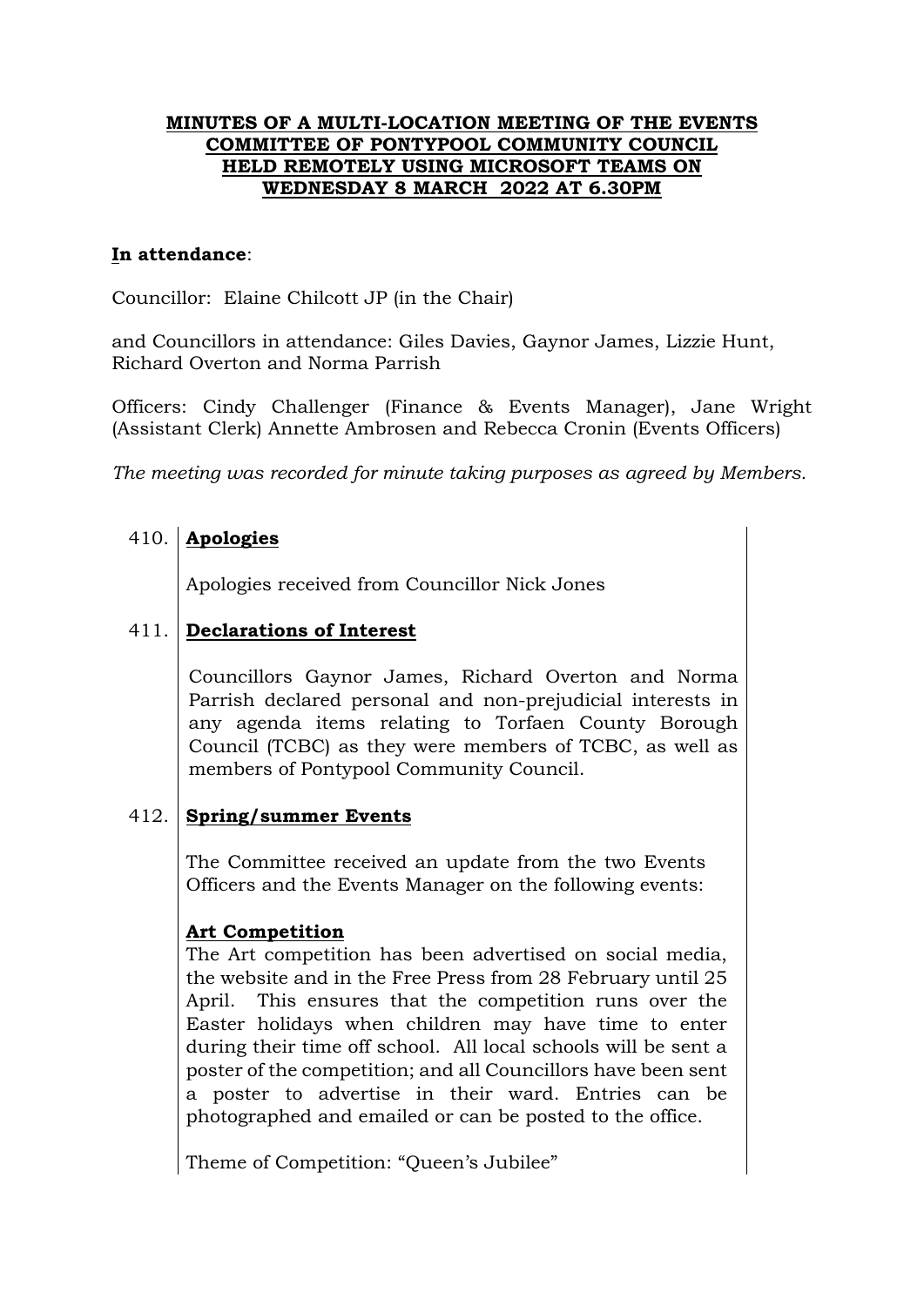**MINUTES OF A MULTI-LOCATION MEETING OF THE EVENTS COMMITTEE OF PONTYPOOL COMMUNITY COUNCIL HELD REMOTELY USING MICROSOFT TEAMS ON WEDNESDAY 8 MARCH 2022 AT 6.30PM**

**In attendance**:

Councillor: Elaine Chilcott JP (in the Chair)

and Councillors in attendance: Giles Davies, Gaynor James, Lizzie Hunt, Richard Overton and Norma Parrish

Officers: Cindy Challenger (Finance & Events Manager), Jane Wright (Assistant Clerk) Annette Ambrosen and Rebecca Cronin (Events Officers)

*The meeting was recorded for minute taking purposes as agreed by Members.*

410. **Apologies**

Apologies received from Councillor Nick Jones

411. **Declarations of Interest**

Councillors Gaynor James, Richard Overton and Norma Parrish declared personal and non-prejudicial interests in any agenda items relating to Torfaen County Borough Council (TCBC) as they were members of TCBC, as well as members of Pontypool Community Council.

412. **Spring/summer Events**

The Committee received an update from the two Events Officers and the Events Manager on the following events:

**Art Competition**

The Art competition has been advertised on social media, the website and in the Free Press from 28 February until 25 April. This ensures that the competition runs over the Easter holidays when children may have time to enter during their time off school. All local schools will be sent a poster of the competition; and all Councillors have been sent a poster to advertise in their ward. Entries can be photographed and emailed or can be posted to the office.

Theme of Competition: "Queen's Jubilee"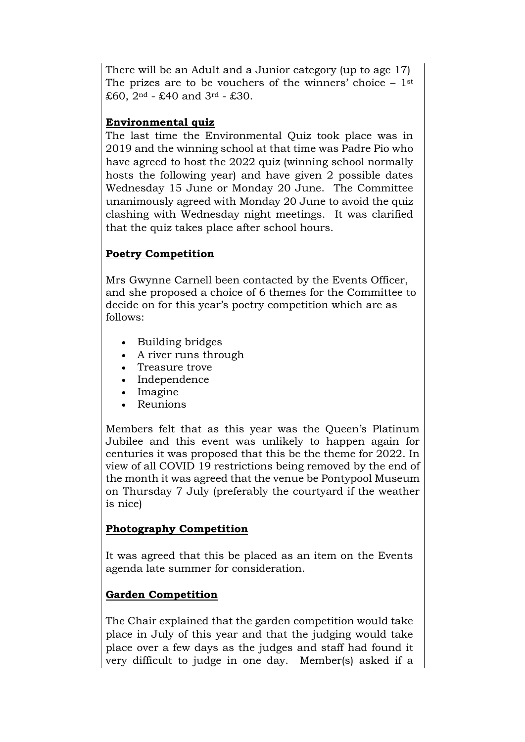There will be an Adult and a Junior category (up to age 17) The prizes are to be vouchers of the winners' choice – 1st £60, 2nd - £40 and 3rd - £30.

**Environmental quiz**

The last time the Environmental Quiz took place was in 2019 and the winning school at that time was Padre Pio who have agreed to host the 2022 quiz (winning school normally hosts the following year) and have given 2 possible dates Wednesday 15 June or Monday 20 June. The Committee unanimously agreed with Monday 20 June to avoid the quiz clashing with Wednesday night meetings. It was clarified that the quiz takes place after school hours.

**Poetry Competition**

Mrs Gwynne Carnell been contacted by the Events Officer, and she proposed a choice of 6 themes for the Committee to decide on for this year's poetry competition which are as follows:

- Building bridges
- A river runs through
- Treasure trove
- Independence
- Imagine
- Reunions

Members felt that as this year was the Queen's Platinum Jubilee and this event was unlikely to happen again for centuries it was proposed that this be the theme for 2022. In view of all COVID 19 restrictions being removed by the end of the month it was agreed that the venue be Pontypool Museum on Thursday 7 July (preferably the courtyard if the weather is nice)

**Photography Competition**

It was agreed that this be placed as an item on the Events agenda late summer for consideration.

**Garden Competition**

The Chair explained that the garden competition would take place in July of this year and that the judging would take place over a few days as the judges and staff had found it very difficult to judge in one day. Member(s) asked if a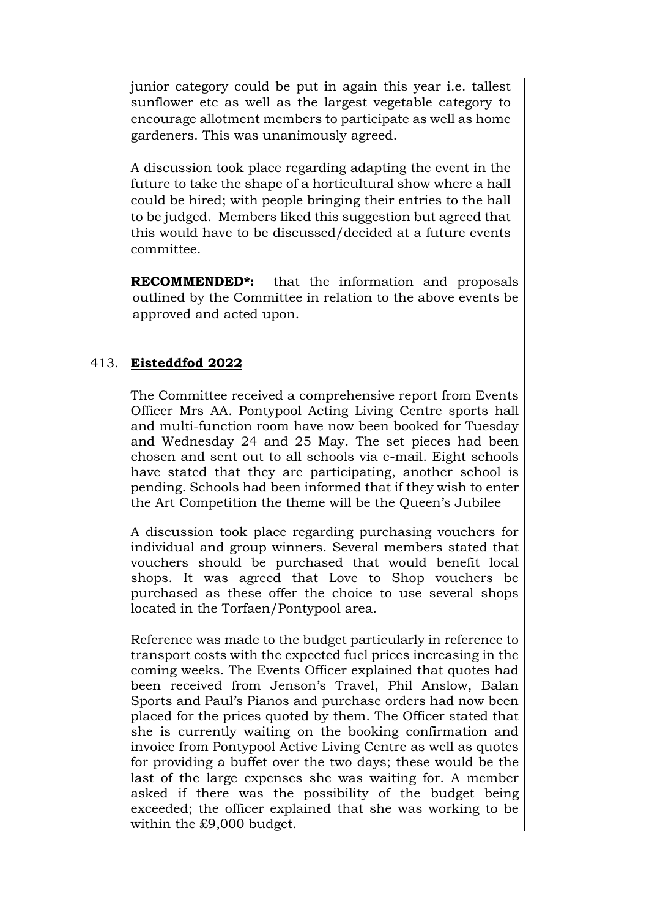junior category could be put in again this year i.e. tallest sunflower etc as well as the largest vegetable category to encourage allotment members to participate as well as home gardeners. This was unanimously agreed.

A discussion took place regarding adapting the event in the future to take the shape of a horticultural show where a hall could be hired; with people bringing their entries to the hall to be judged. Members liked this suggestion but agreed that this would have to be discussed/decided at a future events committee.

**RECOMMENDED*:** that the information and proposals outlined by the Committee in relation to the above events be approved and acted upon.

413. **Eisteddfod 2022**

The Committee received a comprehensive report from Events Officer Mrs AA. Pontypool Acting Living Centre sports hall and multi-function room have now been booked for Tuesday and Wednesday 24 and 25 May. The set pieces had been chosen and sent out to all schools via e-mail. Eight schools have stated that they are participating, another school is pending. Schools had been informed that if they wish to enter the Art Competition the theme will be the Queen's Jubilee

A discussion took place regarding purchasing vouchers for individual and group winners. Several members stated that vouchers should be purchased that would benefit local shops. It was agreed that Love to Shop vouchers be purchased as these offer the choice to use several shops located in the Torfaen/Pontypool area.

Reference was made to the budget particularly in reference to transport costs with the expected fuel prices increasing in the coming weeks. The Events Officer explained that quotes had been received from Jenson's Travel, Phil Anslow, Balan Sports and Paul's Pianos and purchase orders had now been placed for the prices quoted by them. The Officer stated that she is currently waiting on the booking confirmation and invoice from Pontypool Active Living Centre as well as quotes for providing a buffet over the two days; these would be the last of the large expenses she was waiting for. A member asked if there was the possibility of the budget being exceeded; the officer explained that she was working to be within the £9,000 budget.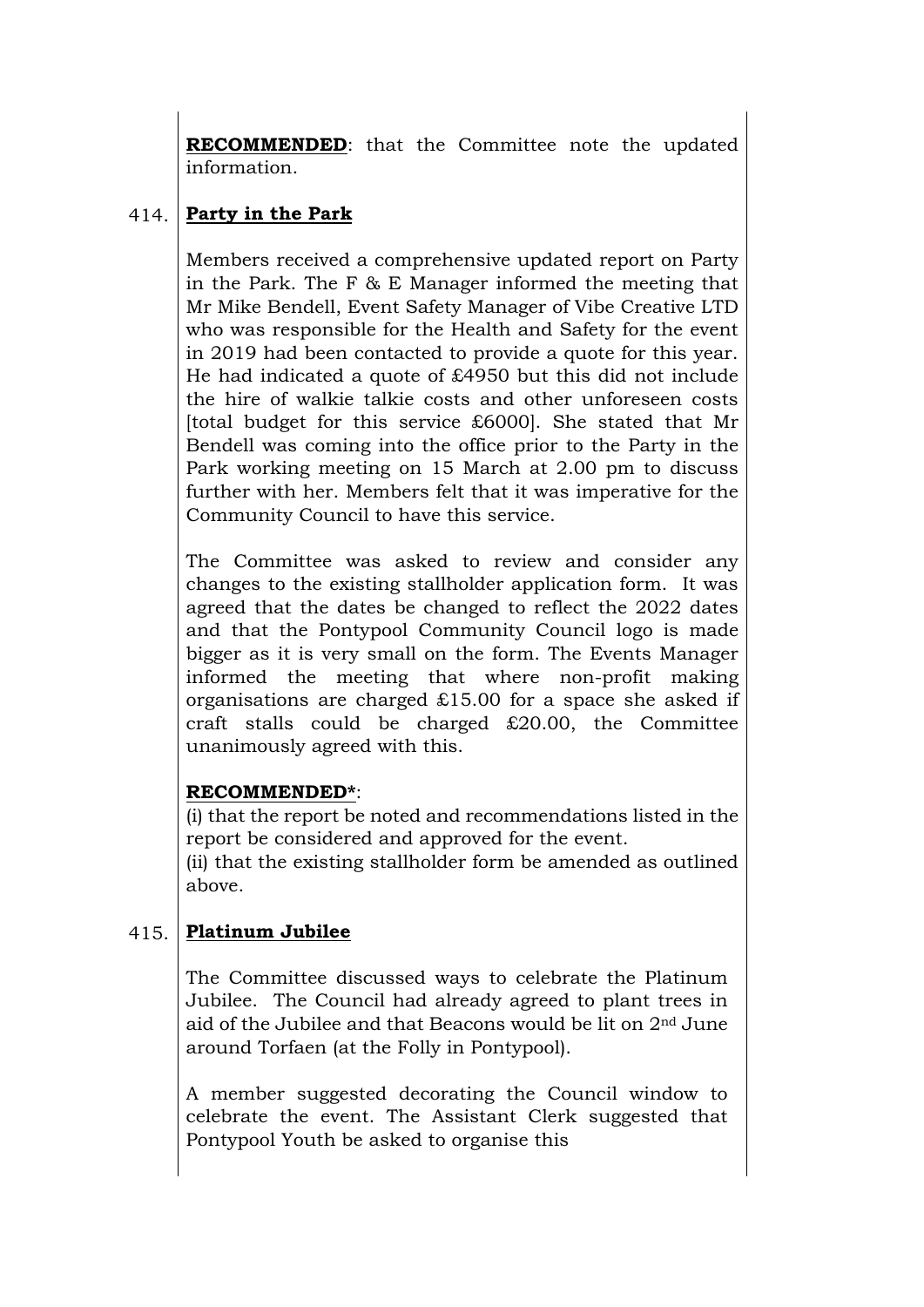**RECOMMENDED**: that the Committee note the updated information.

414. **Party in the Park**

Members received a comprehensive updated report on Party in the Park. The F & E Manager informed the meeting that Mr Mike Bendell, Event Safety Manager of Vibe Creative LTD who was responsible for the Health and Safety for the event in 2019 had been contacted to provide a quote for this year. He had indicated a quote of £4950 but this did not include the hire of walkie talkie costs and other unforeseen costs [total budget for this service £6000]. She stated that Mr Bendell was coming into the office prior to the Party in the Park working meeting on 15 March at 2.00 pm to discuss further with her. Members felt that it was imperative for the Community Council to have this service.

The Committee was asked to review and consider any changes to the existing stallholder application form. It was agreed that the dates be changed to reflect the 2022 dates and that the Pontypool Community Council logo is made bigger as it is very small on the form. The Events Manager informed the meeting that where non-profit making organisations are charged £15.00 for a space she asked if craft stalls could be charged £20.00, the Committee unanimously agreed with this.

**RECOMMENDED***:
(i) that the report be noted and recommendations listed in the report be considered and approved for the event.
(ii) that the existing stallholder form be amended as outlined above.

415. **Platinum Jubilee**

The Committee discussed ways to celebrate the Platinum Jubilee. The Council had already agreed to plant trees in aid of the Jubilee and that Beacons would be lit on 2nd June around Torfaen (at the Folly in Pontypool).

A member suggested decorating the Council window to celebrate the event. The Assistant Clerk suggested that Pontypool Youth be asked to organise this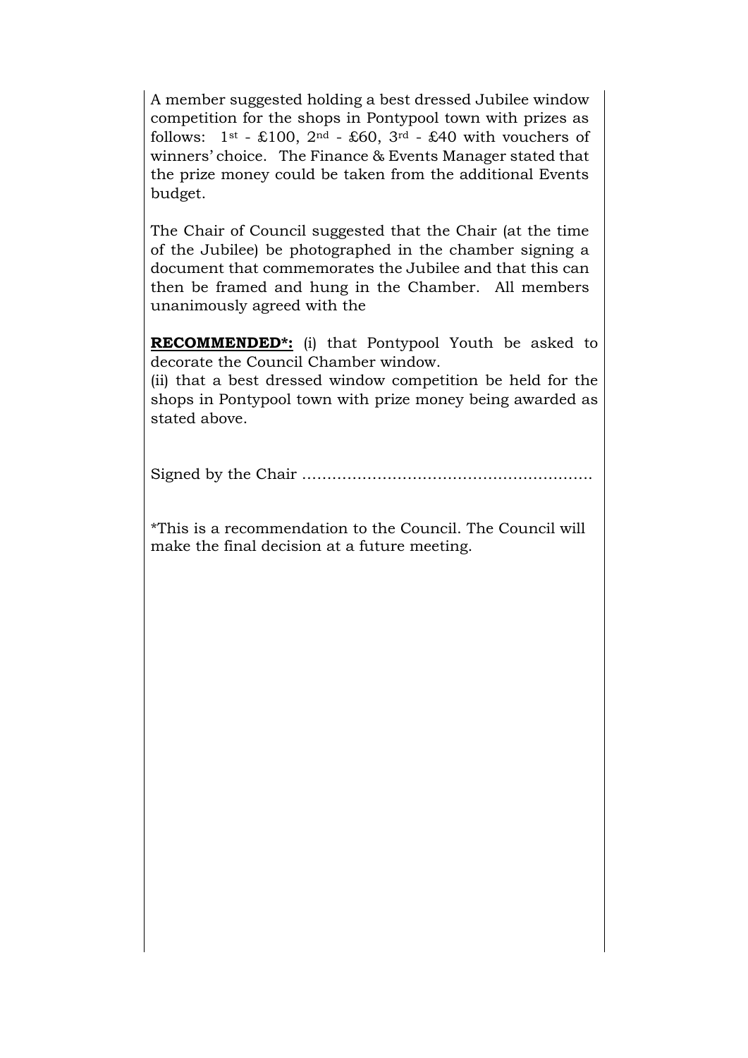A member suggested holding a best dressed Jubilee window competition for the shops in Pontypool town with prizes as follows: 1st - £100, 2nd - £60, 3rd - £40 with vouchers of winners' choice. The Finance & Events Manager stated that the prize money could be taken from the additional Events budget.

The Chair of Council suggested that the Chair (at the time of the Jubilee) be photographed in the chamber signing a document that commemorates the Jubilee and that this can then be framed and hung in the Chamber. All members unanimously agreed with the

**RECOMMENDED*:** (i) that Pontypool Youth be asked to decorate the Council Chamber window.
(ii) that a best dressed window competition be held for the shops in Pontypool town with prize money being awarded as stated above.

Signed by the Chair ………………………………………………….

*This is a recommendation to the Council. The Council will make the final decision at a future meeting.